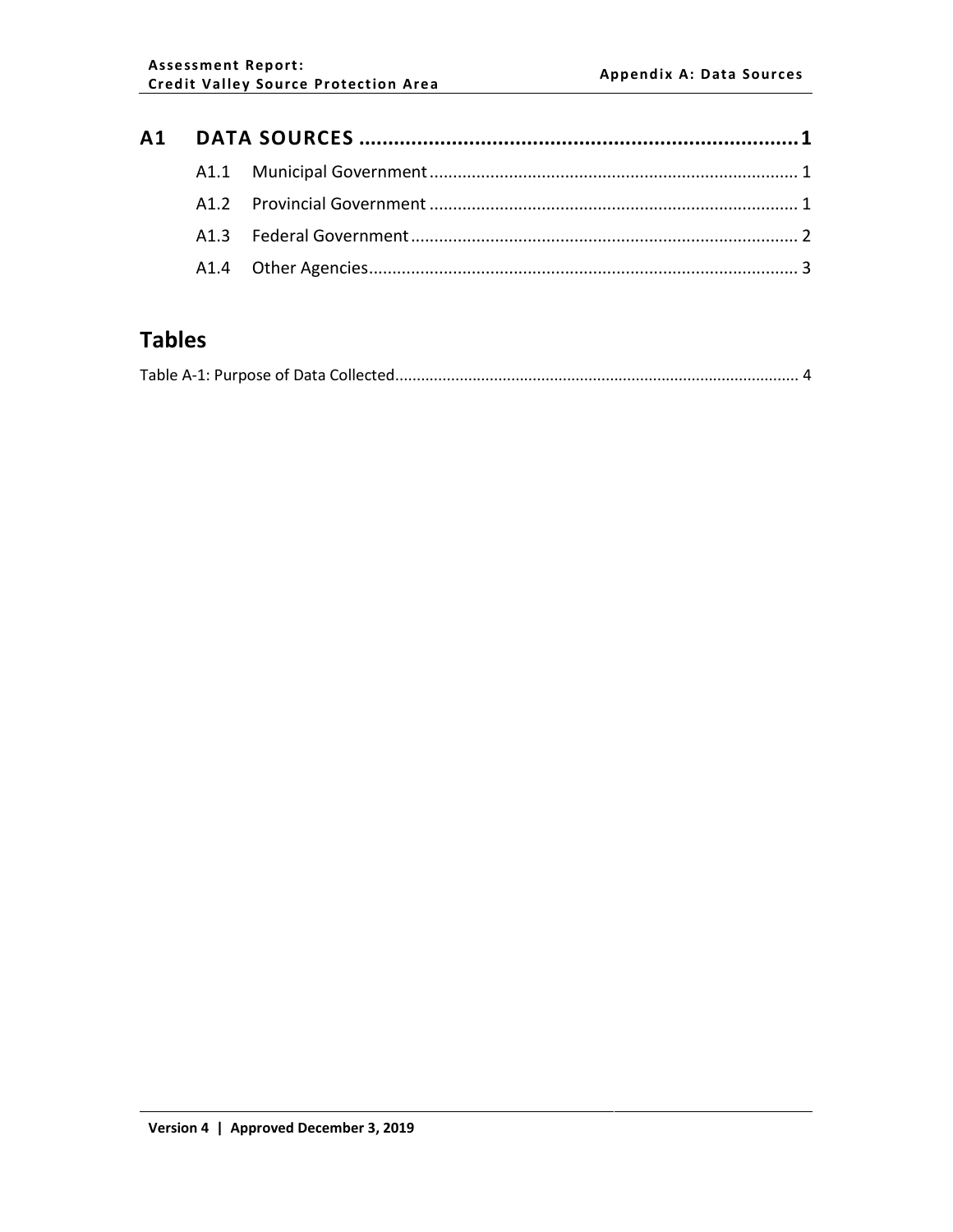# A1 DATA SOURCES ........................................................................ 1

A1.1 Municipal Government ........................................................................ 1

A1.2 Provincial Government ........................................................................ 1

A1.3 Federal Government ........................................................................ 2

A1.4 Other Agencies ........................................................................ 3

## Tables

Table A-1: Purpose of Data Collected ........................................................................ 4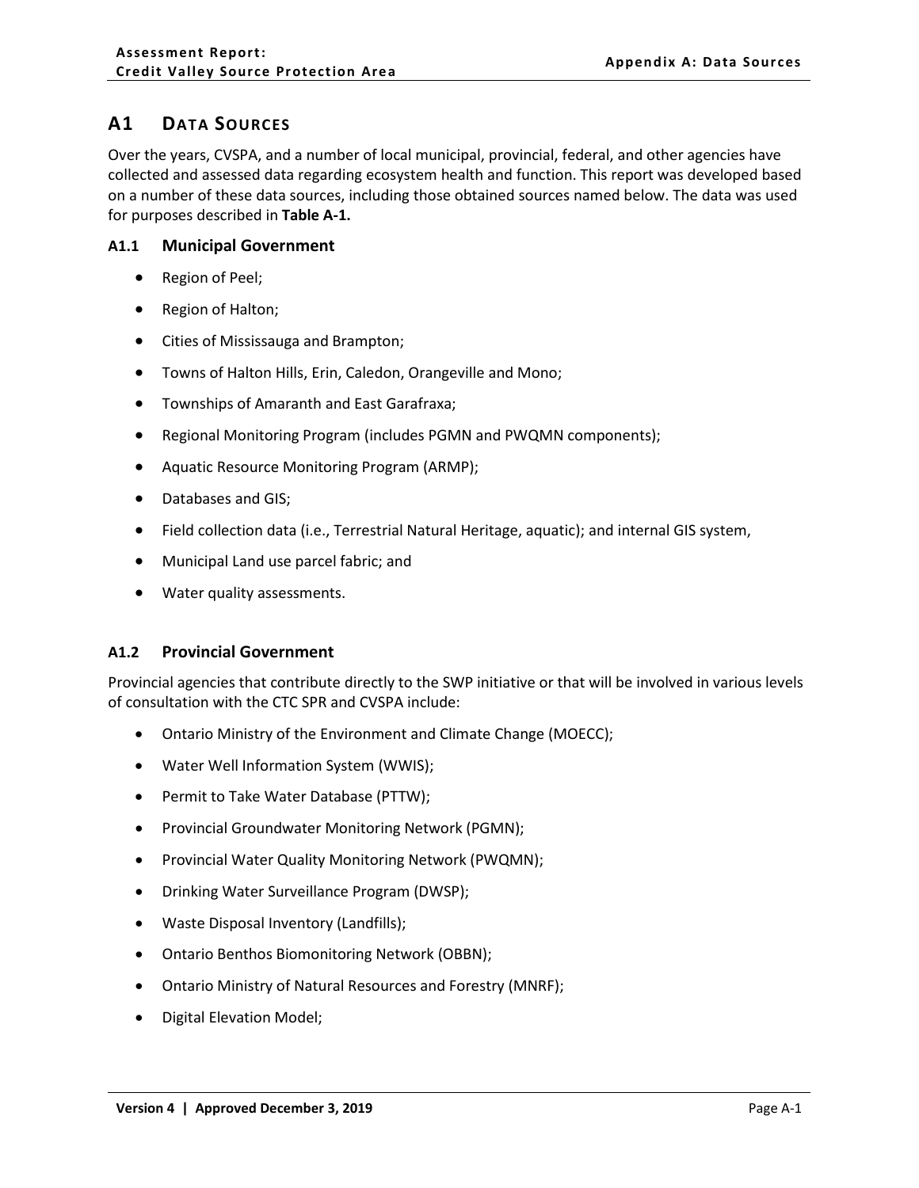# A1 DATA SOURCES

Over the years, CVSPA, and a number of local municipal, provincial, federal, and other agencies have collected and assessed data regarding ecosystem health and function. This report was developed based on a number of these data sources, including those obtained sources named below. The data was used for purposes described in **Table A-1.**

## A1.1 Municipal Government

- Region of Peel;
- Region of Halton;
- Cities of Mississauga and Brampton;
- Towns of Halton Hills, Erin, Caledon, Orangeville and Mono;
- Townships of Amaranth and East Garafraxa;
- Regional Monitoring Program (includes PGMN and PWQMN components);
- Aquatic Resource Monitoring Program (ARMP);
- Databases and GIS;
- Field collection data (i.e., Terrestrial Natural Heritage, aquatic); and internal GIS system,
- Municipal Land use parcel fabric; and
- Water quality assessments.

## A1.2 Provincial Government

Provincial agencies that contribute directly to the SWP initiative or that will be involved in various levels of consultation with the CTC SPR and CVSPA include:

- Ontario Ministry of the Environment and Climate Change (MOECC);
- Water Well Information System (WWIS);
- Permit to Take Water Database (PTTW);
- Provincial Groundwater Monitoring Network (PGMN);
- Provincial Water Quality Monitoring Network (PWQMN);
- Drinking Water Surveillance Program (DWSP);
- Waste Disposal Inventory (Landfills);
- Ontario Benthos Biomonitoring Network (OBBN);
- Ontario Ministry of Natural Resources and Forestry (MNRF);
- Digital Elevation Model;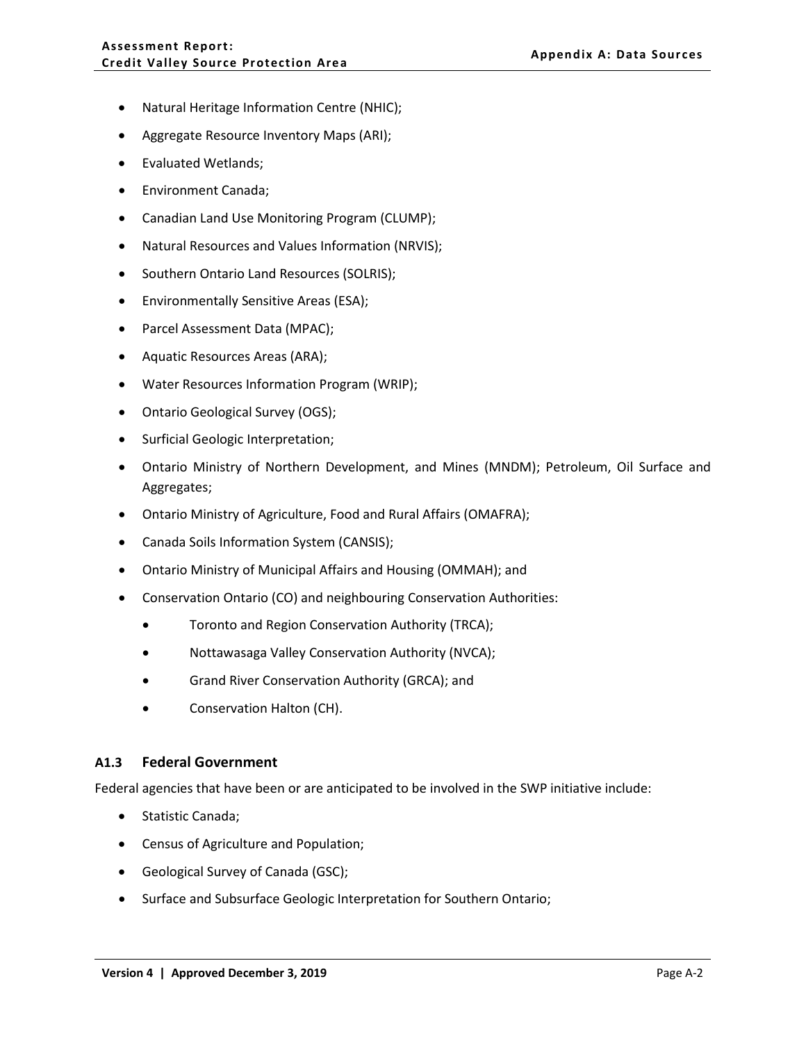- Natural Heritage Information Centre (NHIC);
- Aggregate Resource Inventory Maps (ARI);
- Evaluated Wetlands;
- Environment Canada;
- Canadian Land Use Monitoring Program (CLUMP);
- Natural Resources and Values Information (NRVIS);
- Southern Ontario Land Resources (SOLRIS);
- Environmentally Sensitive Areas (ESA);
- Parcel Assessment Data (MPAC);
- Aquatic Resources Areas (ARA);
- Water Resources Information Program (WRIP);
- Ontario Geological Survey (OGS);
- Surficial Geologic Interpretation;
- Ontario Ministry of Northern Development, and Mines (MNDM); Petroleum, Oil Surface and Aggregates;
- Ontario Ministry of Agriculture, Food and Rural Affairs (OMAFRA);
- Canada Soils Information System (CANSIS);
- Ontario Ministry of Municipal Affairs and Housing (OMMAH); and
- Conservation Ontario (CO) and neighbouring Conservation Authorities:
  - Toronto and Region Conservation Authority (TRCA);
  - Nottawasaga Valley Conservation Authority (NVCA);
  - Grand River Conservation Authority (GRCA); and
  - Conservation Halton (CH).

### A1.3 Federal Government

Federal agencies that have been or are anticipated to be involved in the SWP initiative include:

- Statistic Canada;
- Census of Agriculture and Population;
- Geological Survey of Canada (GSC);
- Surface and Subsurface Geologic Interpretation for Southern Ontario;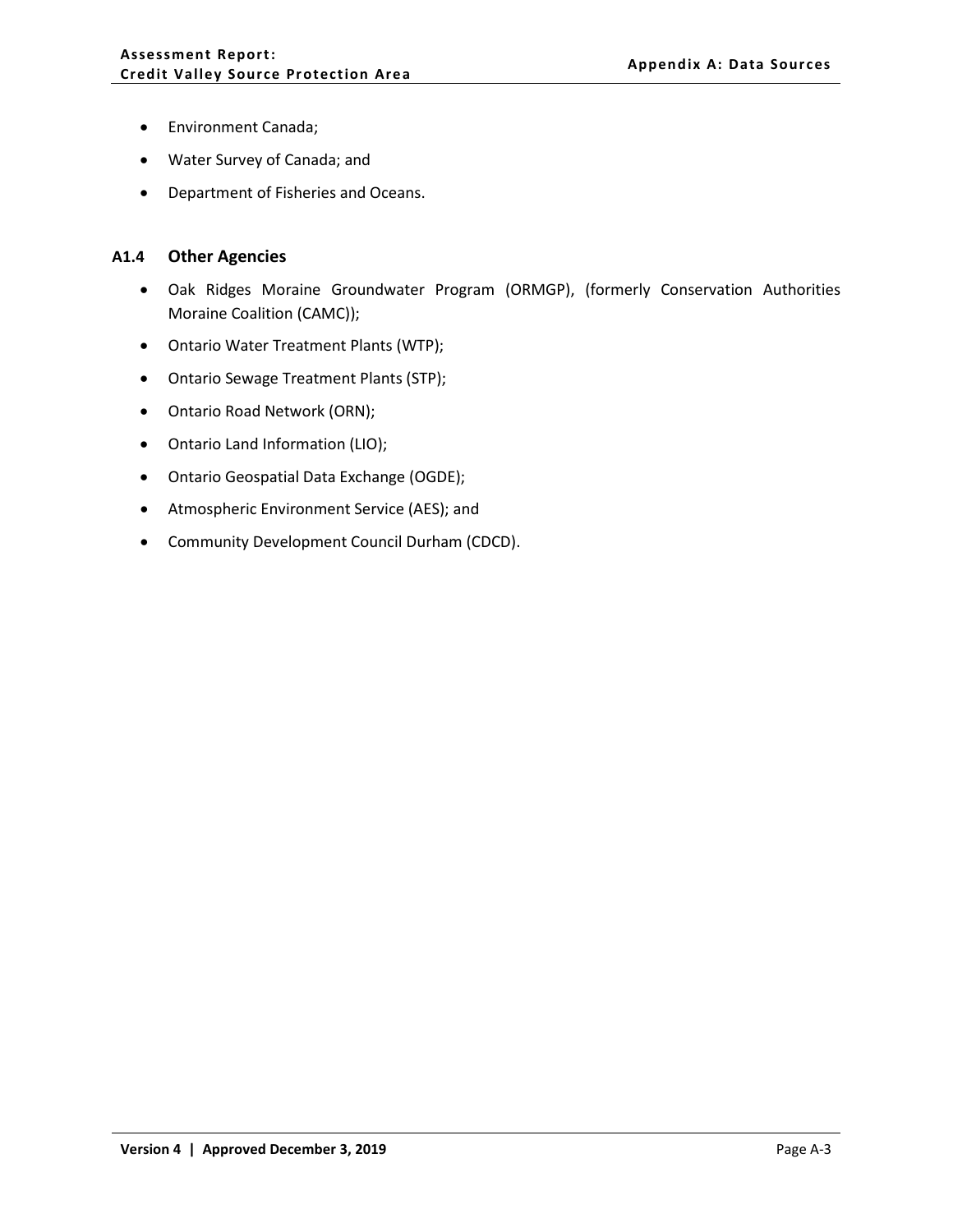- Environment Canada;
- Water Survey of Canada; and
- Department of Fisheries and Oceans.

### A1.4 Other Agencies

- Oak Ridges Moraine Groundwater Program (ORMGP), (formerly Conservation Authorities Moraine Coalition (CAMC));
- Ontario Water Treatment Plants (WTP);
- Ontario Sewage Treatment Plants (STP);
- Ontario Road Network (ORN);
- Ontario Land Information (LIO);
- Ontario Geospatial Data Exchange (OGDE);
- Atmospheric Environment Service (AES); and
- Community Development Council Durham (CDCD).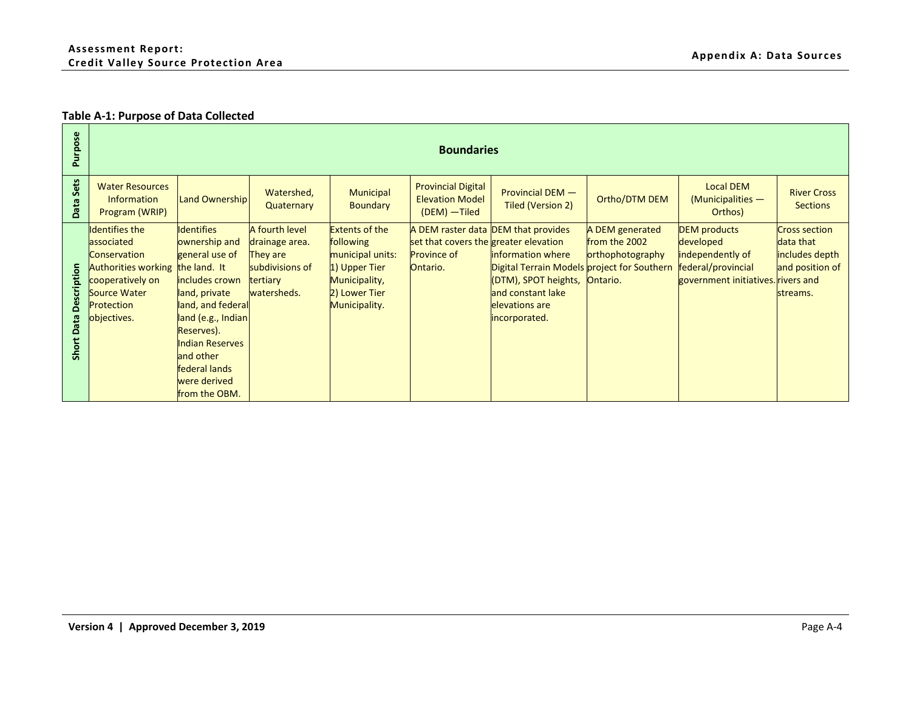**Table A-1: Purpose of Data Collected**

| Purpose | Boundaries | | | | | | | | |
|---|---|---|---|---|---|---|---|---|---|
| Data Sets | Water Resources Information Program (WRIP) | Land Ownership | Watershed, Quaternary | Municipal Boundary | Provincial Digital Elevation Model (DEM) —Tiled | Provincial DEM — Tiled (Version 2) | Ortho/DTM DEM | Local DEM (Municipalities — Orthos) | River Cross Sections |
| Short Data Description | Identifies the associated Conservation Authorities working cooperatively on Source Water Protection objectives. | Identifies ownership and general use of the land. It includes crown land, private land, and federal land (e.g., Indian Reserves). Indian Reserves and other federal lands were derived from the OBM. | A fourth level drainage area. They are subdivisions of tertiary watersheds. | Extents of the following municipal units: 1) Upper Tier Municipality, 2) Lower Tier Municipality. | A DEM raster data set that covers the Province of Ontario. | DEM that provides greater elevation information where Digital Terrain Models (DTM), SPOT heights, and constant lake elevations are incorporated. | A DEM generated from the 2002 orthophotography project for Southern Ontario. | DEM products developed independently of federal/provincial government initiatives. | Cross section data that includes depth and position of rivers and streams. |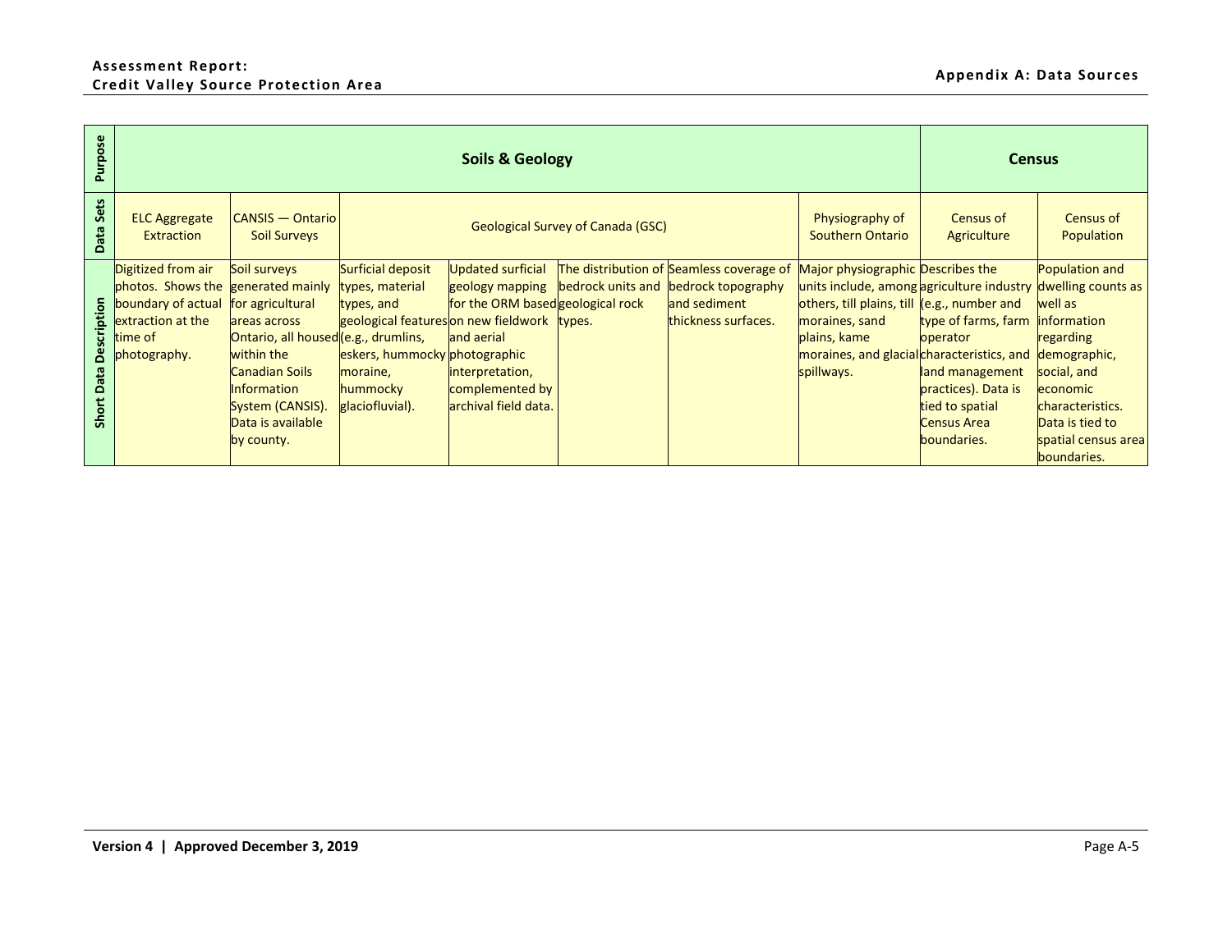| Purpose | Soils & Geology | | | | | | | Census | |
|---|---|---|---|---|---|---|---|---|---|
| Data Sets | ELC Aggregate Extraction | CANSIS — Ontario Soil Surveys | Geological Survey of Canada (GSC) | | | | Physiography of Southern Ontario | Census of Agriculture | Census of Population |
| Short Data Description | Digitized from air photos. Shows the boundary of actual extraction at the time of photography. | Soil surveys generated mainly for agricultural areas across Ontario, all housed within the Canadian Soils Information System (CANSIS). Data is available by county. | Surficial deposit types, material types, and geological features (e.g., drumlins, eskers, hummocky moraine, hummocky glaciofluvial). | Updated surficial geology mapping for the ORM based on new fieldwork and aerial photographic interpretation, complemented by archival field data. | The distribution of bedrock units and geological rock types. | Seamless coverage of bedrock topography and sediment thickness surfaces. | Major physiographic units include, among others, till plains, till moraines, sand plains, kame moraines, and glacial spillways. | Describes the agriculture industry (e.g., number and type of farms, farm operator characteristics, and land management practices). Data is tied to spatial Census Area boundaries. | Population and dwelling counts as well as information regarding demographic, social, and economic characteristics. Data is tied to spatial census area boundaries. |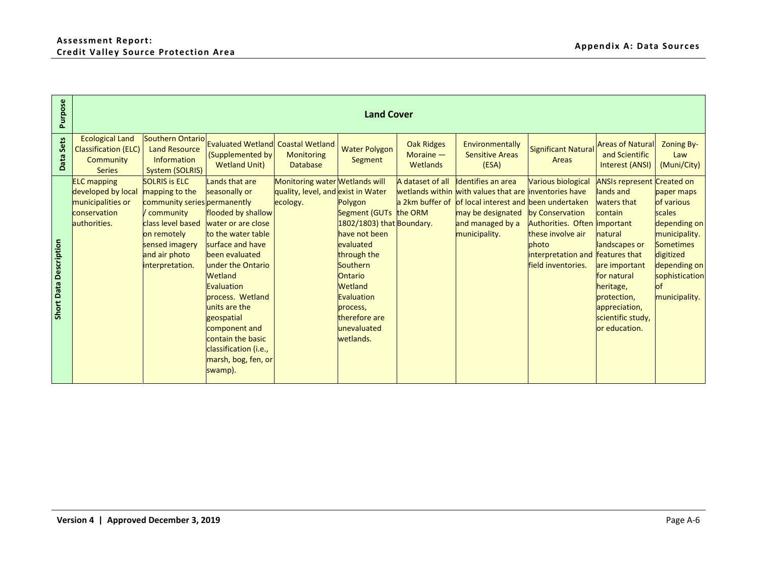| Purpose | Land Cover | | | | | | | | | |
|---|---|---|---|---|---|---|---|---|---|---|
| Data Sets | Ecological Land Classification (ELC) Community Series | Southern Ontario Land Resource Information System (SOLRIS) | Evaluated Wetland (Supplemented by Wetland Unit) | Coastal Wetland Monitoring Database | Water Polygon Segment | Oak Ridges Moraine — Wetlands | Environmentally Sensitive Areas (ESA) | Significant Natural Areas | Areas of Natural and Scientific Interest (ANSI) | Zoning By-Law (Muni/City) |
| Short Data Description | ELC mapping developed by local municipalities or conservation authorities. | SOLRIS is ELC mapping to the community series / community class level based on remotely sensed imagery and air photo interpretation. | Lands that are seasonally or permanently flooded by shallow water or are close to the water table surface and have been evaluated under the Ontario Wetland Evaluation process. Wetland units are the geospatial component and contain the basic classification (i.e., marsh, bog, fen, or swamp). | Monitoring water quality, level, and ecology. | Wetlands will exist in Water Polygon Segment (GUTs 1802/1803) that have not been evaluated through the Southern Ontario Wetland Evaluation process, therefore are unevaluated wetlands. | A dataset of all wetlands within a 2km buffer of the ORM Boundary. | Identifies an area with values that are of local interest and may be designated and managed by a municipality. | Various biological inventories have been undertaken by Conservation Authorities. Often these involve air photo interpretation and field inventories. | ANSIs represent lands and waters that contain important natural landscapes or features that are important for natural heritage, protection, appreciation, scientific study, or education. | Created on paper maps of various scales depending on municipality. Sometimes digitized depending on sophistication of municipality. |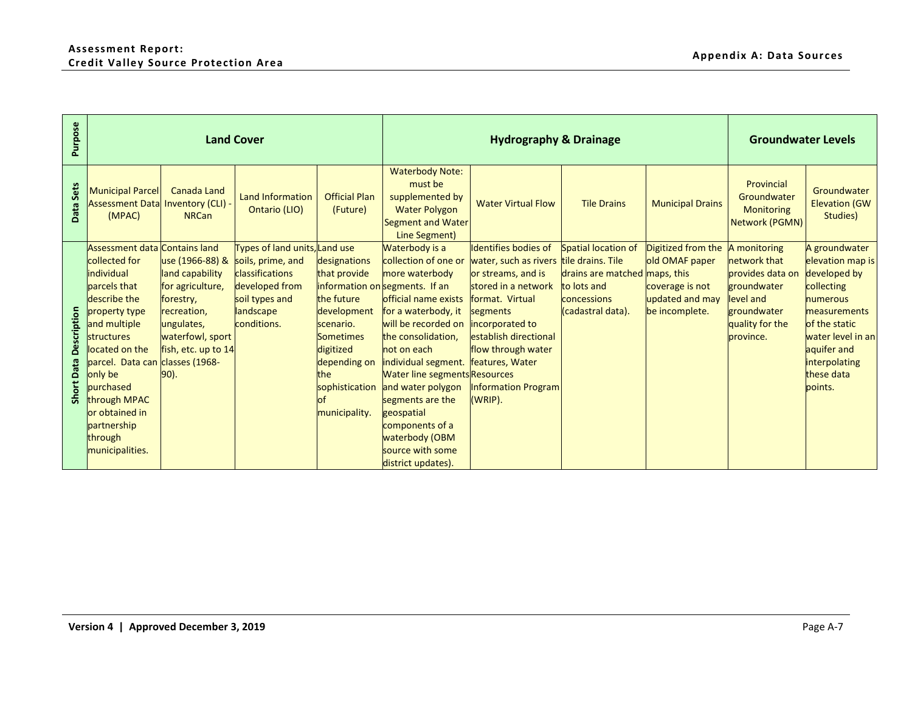| Purpose | Land Cover | | | | Hydrography & Drainage | | | | Groundwater Levels | |
|---|---|---|---|---|---|---|---|---|---|---|
| **Data Sets** | Municipal Parcel Assessment Data (MPAC) | Canada Land Inventory (CLI) - NRCan | Land Information Ontario (LIO) | Official Plan (Future) | Waterbody Note: must be supplemented by Water Polygon Segment and Water Line Segment) | Water Virtual Flow | Tile Drains | Municipal Drains | Provincial Groundwater Monitoring Network (PGMN) | Groundwater Elevation (GW Studies) |
| **Short Data Description** | Assessment data collected for individual parcels that describe the property type and multiple structures located on the parcel. Data can only be purchased through MPAC or obtained in partnership through municipalities. | Contains land use (1966-88) & land capability for agriculture, forestry, recreation, ungulates, waterfowl, sport fish, etc. up to 14 classes (1968-90). | Types of land units, soils, prime, and classifications developed from soil types and landscape conditions. | Land use designations that provide information on the future development scenario. Sometimes digitized depending on the sophistication of municipality. | Waterbody is a collection of one or more waterbody segments. If an official name exists for a waterbody, it will be recorded on the consolidation, not on each individual segment. Water line segments and water polygon segments are the geospatial components of a waterbody (OBM source with some district updates). | Identifies bodies of water, such as rivers or streams, and is stored in a network format. Virtual segments incorporated to establish directional flow through water features, Water Resources Information Program (WRIP). | Spatial location of tile drains. Tile drains are matched to lots and concessions (cadastral data). | Digitized from the old OMAF paper maps, this coverage is not updated and may be incomplete. | A monitoring network that provides data on groundwater level and groundwater quality for the province. | A groundwater elevation map is developed by collecting numerous measurements of the static water level in an aquifer and interpolating these data points. |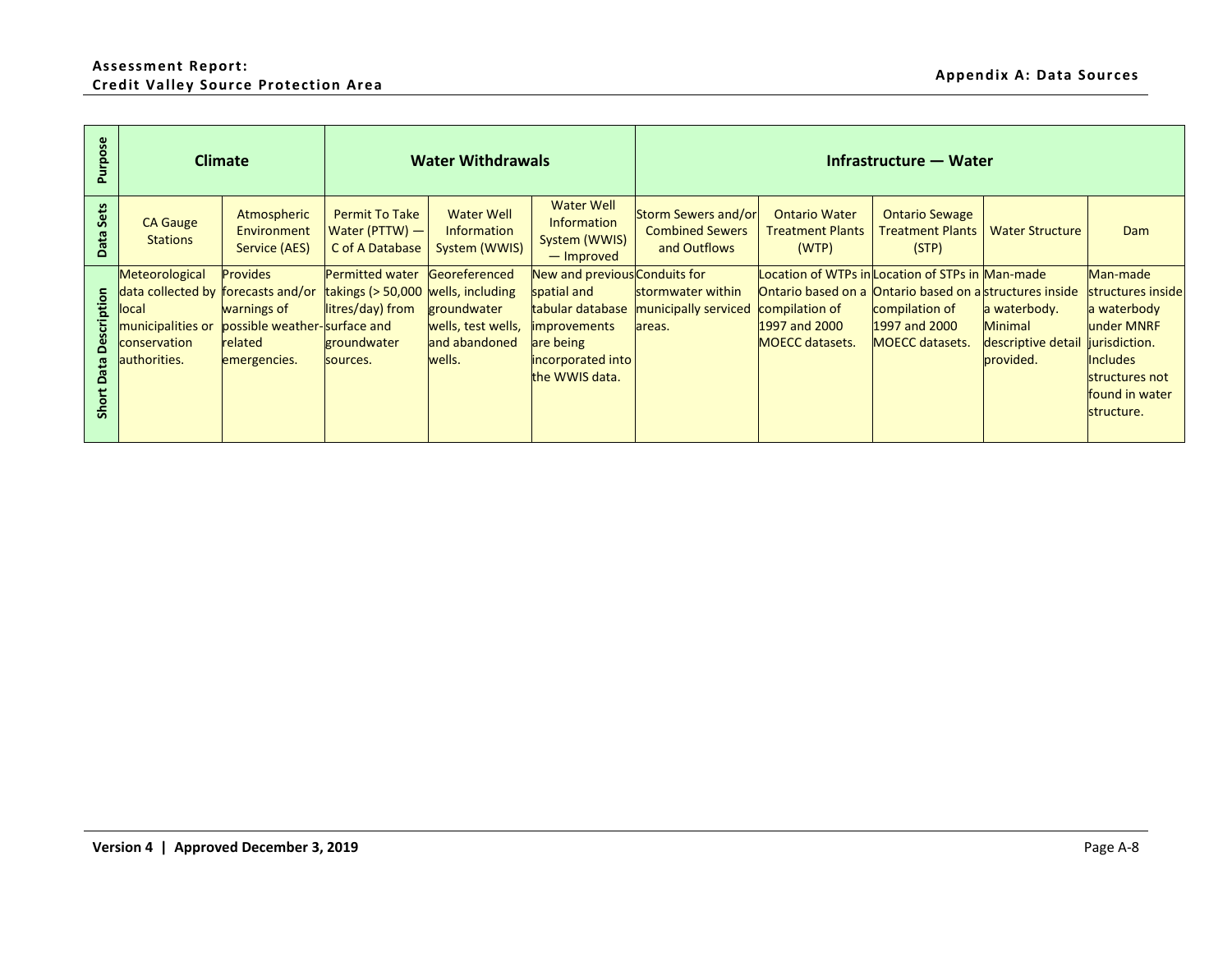| Purpose | Climate | | Water Withdrawals | | | Infrastructure — Water | | | | |
|---|---|---|---|---|---|---|---|---|---|---|
| Data Sets | CA Gauge Stations | Atmospheric Environment Service (AES) | Permit To Take Water (PTTW) — C of A Database | Water Well Information System (WWIS) | Water Well Information System (WWIS) — Improved | Storm Sewers and/or Combined Sewers and Outflows | Ontario Water Treatment Plants (WTP) | Ontario Sewage Treatment Plants (STP) | Water Structure | Dam |
| Short Data Description | Meteorological data collected by local municipalities or conservation authorities. | Provides forecasts and/or warnings of possible weather-related emergencies. | Permitted water takings (> 50,000 litres/day) from surface and groundwater sources. | Georeferenced wells, including groundwater wells, test wells, and abandoned wells. | New and previous spatial and tabular database improvements are being incorporated into the WWIS data. | Conduits for stormwater within municipally serviced areas. | Location of WTPs in Ontario based on a compilation of 1997 and 2000 MOECC datasets. | Location of STPs in Ontario based on a compilation of 1997 and 2000 MOECC datasets. | Man-made structures inside a waterbody. Minimal descriptive detail provided. | Man-made structures inside a waterbody under MNRF jurisdiction. Includes structures not found in water structure. |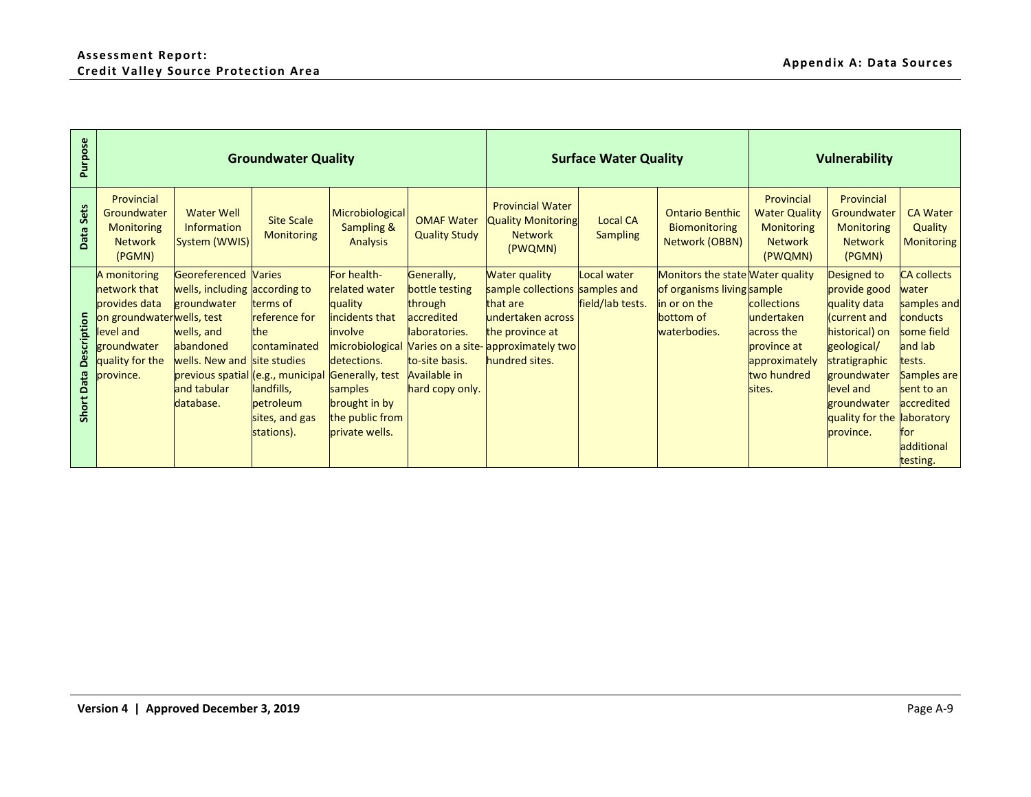| Purpose | Groundwater Quality | | | | | Surface Water Quality | | | Vulnerability | | |
|---|---|---|---|---|---|---|---|---|---|---|---|
| Data Sets | Provincial Groundwater Monitoring Network (PGMN) | Water Well Information System (WWIS) | Site Scale Monitoring | Microbiological Sampling & Analysis | OMAF Water Quality Study | Provincial Water Quality Monitoring Network (PWQMN) | Local CA Sampling | Ontario Benthic Biomonitoring Network (OBBN) | Provincial Water Quality Monitoring Network (PWQMN) | Provincial Groundwater Monitoring Network (PGMN) | CA Water Quality Monitoring |
| Short Data Description | A monitoring network that provides data on groundwater level and groundwater quality for the province. | Georeferenced wells, including groundwater wells, test wells, and abandoned wells. New and previous spatial and tabular database. | Varies according to terms of reference for the contaminated site studies (e.g., municipal landfills, petroleum sites, and gas stations). | For health-related water quality incidents that involve microbiological detections. Generally, test samples brought in by the public from private wells. | Generally, bottle testing through accredited laboratories. Varies on a site-to-site basis. Available in hard copy only. | Water quality sample collections that are undertaken across the province at approximately two hundred sites. | Local water samples and field/lab tests. | Monitors the state of organisms living in or on the bottom of waterbodies. | Water quality sample collections undertaken across the province at approximately two hundred sites. | Designed to provide good quality data (current and historical) on geological/ stratigraphic groundwater level and groundwater quality for the province. | CA collects water samples and conducts some field and lab tests. Samples are sent to an accredited laboratory for additional testing. |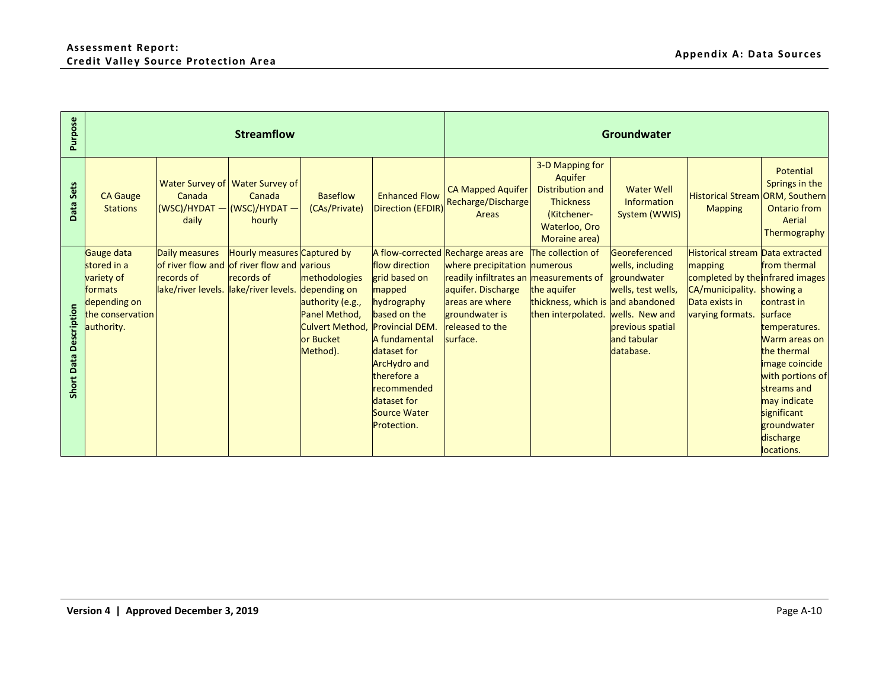| Purpose | Streamflow | | | | | Groundwater | | | | |
|---|---|---|---|---|---|---|---|---|---|---|
| Data Sets | CA Gauge Stations | Water Survey of Canada (WSC)/HYDAT — daily | Water Survey of Canada (WSC)/HYDAT — hourly | Baseflow (CAs/Private) | Enhanced Flow Direction (EFDIR) | CA Mapped Aquifer Recharge/Discharge Areas | 3-D Mapping for Aquifer Distribution and Thickness (Kitchener-Waterloo, Oro Moraine area) | Water Well Information System (WWIS) | Historical Stream Mapping | Potential Springs in the ORM, Southern Ontario from Aerial Thermography |
| Short Data Description | Gauge data stored in a variety of formats depending on the conservation authority. | Daily measures of river flow and records of lake/river levels. | Hourly measures of river flow and records of lake/river levels. | Captured by various methodologies depending on authority (e.g., Panel Method, Culvert Method, or Bucket Method). | A flow-corrected flow direction grid based on mapped hydrography based on the Provincial DEM. A fundamental dataset for ArcHydro and therefore a recommended dataset for Source Water Protection. | Recharge areas are where precipitation readily infiltrates an aquifer. Discharge areas are where groundwater is released to the surface. | The collection of numerous measurements of the aquifer thickness, which is then interpolated. | Georeferenced wells, including groundwater wells, test wells, and abandoned wells. New and previous spatial and tabular database. | Historical stream mapping completed by the CA/municipality. Data exists in varying formats. | Data extracted from thermal infrared images showing a contrast in surface temperatures. Warm areas on the thermal image coincide with portions of streams and may indicate significant groundwater discharge locations. |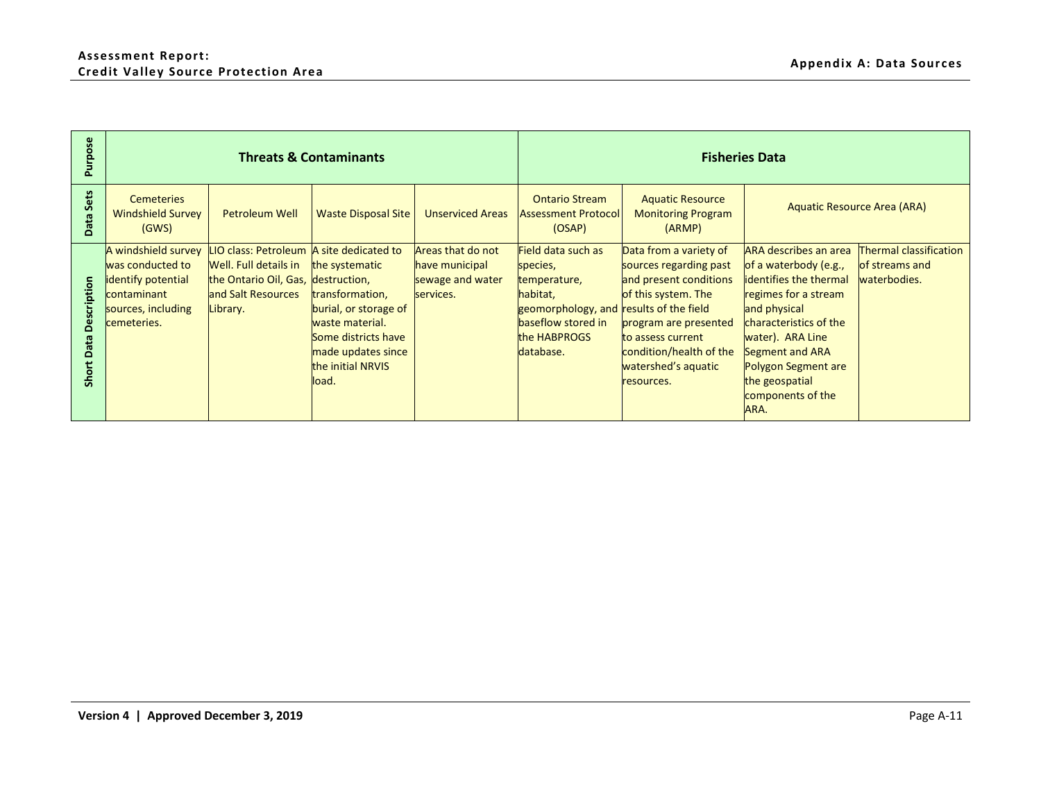| Purpose | Threats & Contaminants | | | | Fisheries Data | | | |
|---|---|---|---|---|---|---|---|---|
| Data Sets | Cemeteries Windshield Survey (GWS) | Petroleum Well | Waste Disposal Site | Unserviced Areas | Ontario Stream Assessment Protocol (OSAP) | Aquatic Resource Monitoring Program (ARMP) | Aquatic Resource Area (ARA) | |
| Short Data Description | A windshield survey was conducted to identify potential contaminant sources, including cemeteries. | LIO class: Petroleum Well. Full details in the Ontario Oil, Gas, and Salt Resources Library. | A site dedicated to the systematic destruction, transformation, burial, or storage of waste material. Some districts have made updates since the initial NRVIS load. | Areas that do not have municipal sewage and water services. | Field data such as species, temperature, habitat, geomorphology, and baseflow stored in the HABPROGS database. | Data from a variety of sources regarding past and present conditions of this system. The results of the field program are presented to assess current condition/health of the watershed's aquatic resources. | ARA describes an area of a waterbody (e.g., identifies the thermal regimes for a stream and physical characteristics of the water). ARA Line Segment and ARA Polygon Segment are the geospatial components of the ARA. | Thermal classification of streams and waterbodies. |